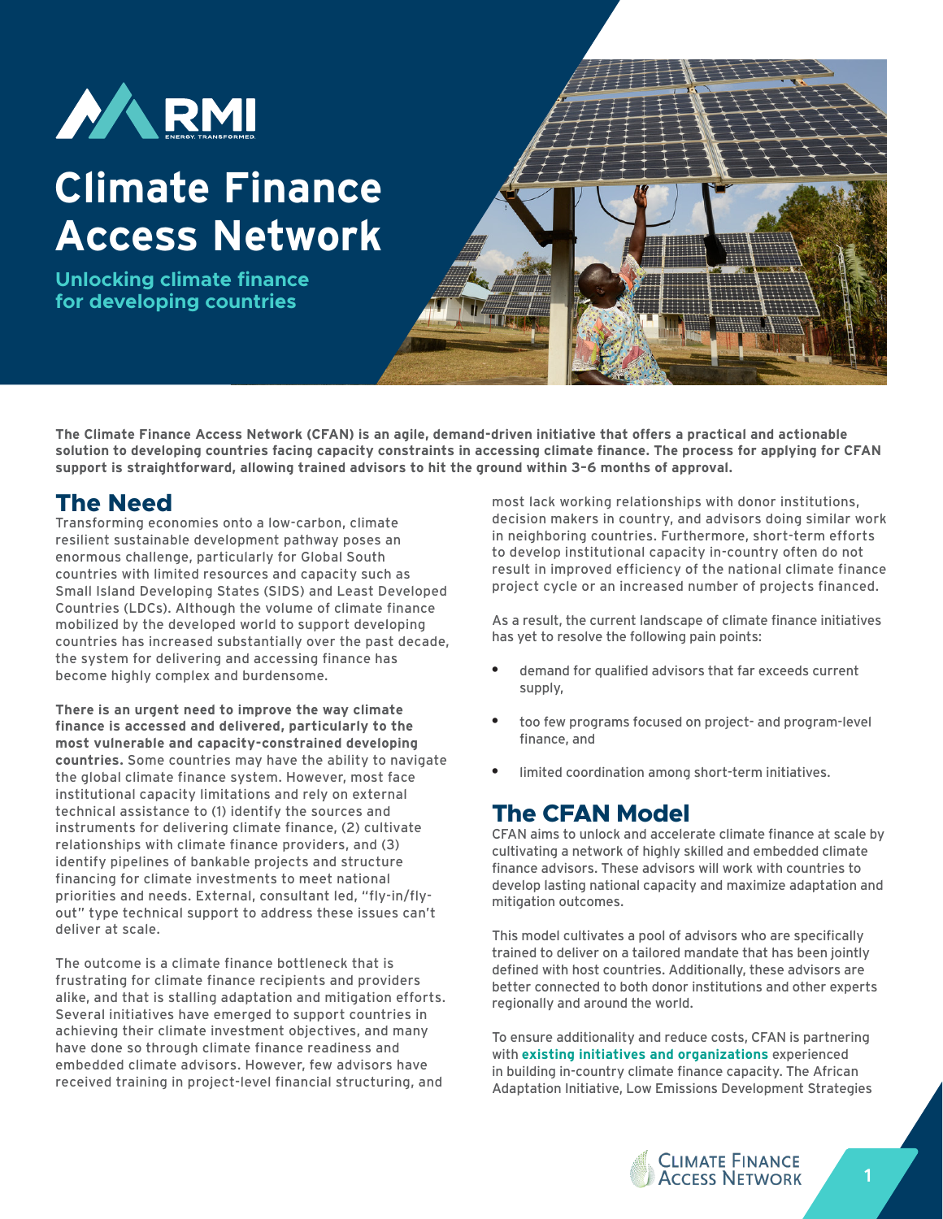# Climate Finance Access Network

**Unlocking climate finance for developing countries**

**The Climate Finance Access Network (CFAN) is an agile, demand-driven initiative that offers a practical and actionable solution to developing countries facing capacity constraints in accessing climate finance. The process for applying for CFAN support is straightforward, allowing trained advisors to hit the ground within 3–6 months of approval.**

## The Need

Transforming economies onto a low-carbon, climate resilient sustainable development pathway poses an enormous challenge, particularly for Global South countries with limited resources and capacity such as Small Island Developing States (SIDS) and Least Developed Countries (LDCs). Although the volume of climate finance mobilized by the developed world to support developing countries has increased substantially over the past decade, the system for delivering and accessing finance has become highly complex and burdensome.

**There is an urgent need to improve the way climate finance is accessed and delivered, particularly to the most vulnerable and capacity-constrained developing countries.** Some countries may have the ability to navigate the global climate finance system. However, most face institutional capacity limitations and rely on external technical assistance to (1) identify the sources and instruments for delivering climate finance, (2) cultivate relationships with climate finance providers, and (3) identify pipelines of bankable projects and structure financing for climate investments to meet national priorities and needs. External, consultant led, "fly-in/fly-out" type technical support to address these issues can't deliver at scale.

The outcome is a climate finance bottleneck that is frustrating for climate finance recipients and providers alike, and that is stalling adaptation and mitigation efforts. Several initiatives have emerged to support countries in achieving their climate investment objectives, and many have done so through climate finance readiness and embedded climate advisors. However, few advisors have received training in project-level financial structuring, and most lack working relationships with donor institutions, decision makers in country, and advisors doing similar work in neighboring countries. Furthermore, short-term efforts to develop institutional capacity in-country often do not result in improved efficiency of the national climate finance project cycle or an increased number of projects financed.

As a result, the current landscape of climate finance initiatives has yet to resolve the following pain points:

- demand for qualified advisors that far exceeds current supply,
- too few programs focused on project- and program-level finance, and
- limited coordination among short-term initiatives.

## The CFAN Model

CFAN aims to unlock and accelerate climate finance at scale by cultivating a network of highly skilled and embedded climate finance advisors. These advisors will work with countries to develop lasting national capacity and maximize adaptation and mitigation outcomes.

This model cultivates a pool of advisors who are specifically trained to deliver on a tailored mandate that has been jointly defined with host countries. Additionally, these advisors are better connected to both donor institutions and other experts regionally and around the world.

To ensure additionality and reduce costs, CFAN is partnering with **existing initiatives and organizations** experienced in building in-country climate finance capacity. The African Adaptation Initiative, Low Emissions Development Strategies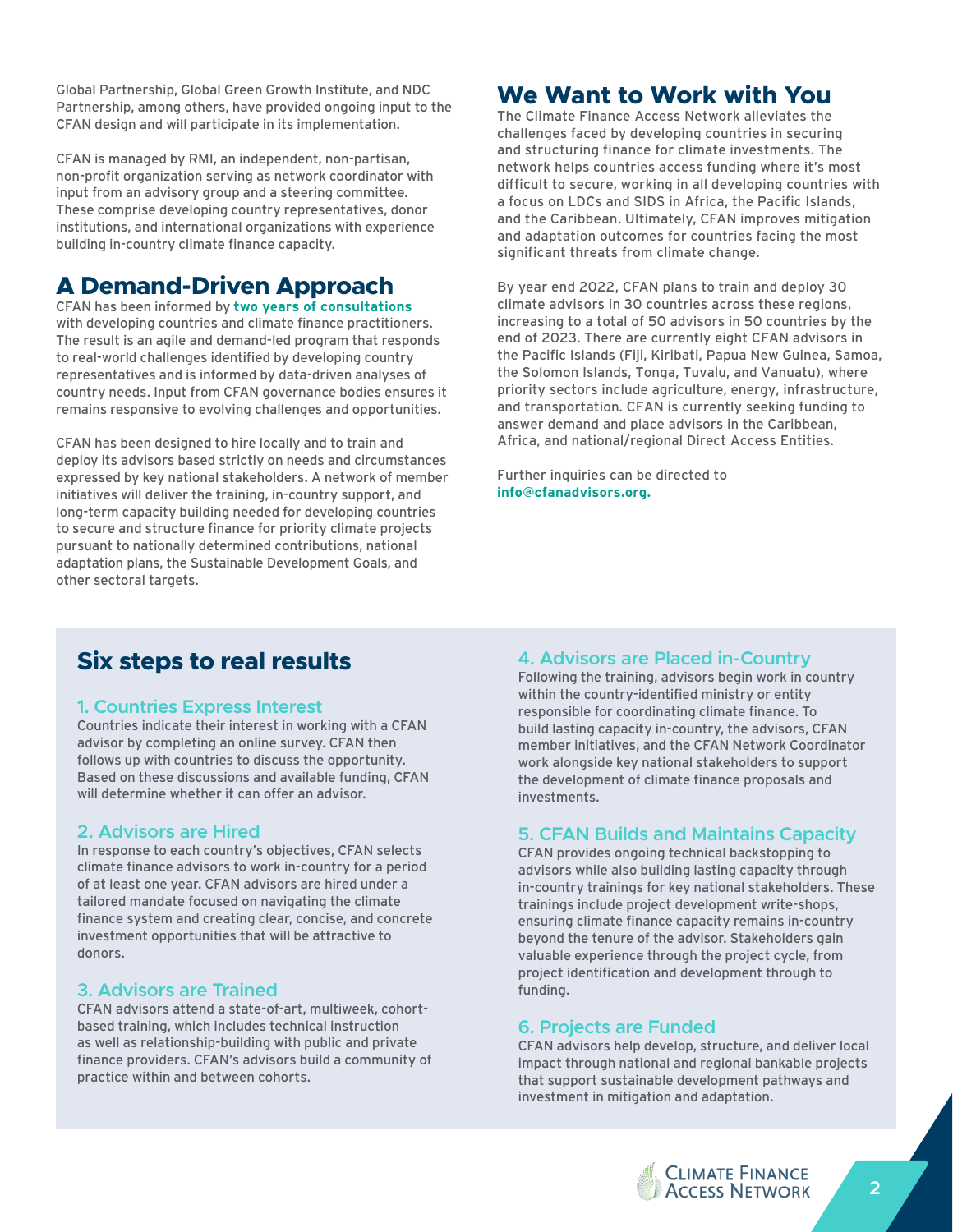Global Partnership, Global Green Growth Institute, and NDC Partnership, among others, have provided ongoing input to the CFAN design and will participate in its implementation.

CFAN is managed by RMI, an independent, non-partisan, non-profit organization serving as network coordinator with input from an advisory group and a steering committee. These comprise developing country representatives, donor institutions, and international organizations with experience building in-country climate finance capacity.

## A Demand-Driven Approach

CFAN has been informed by **two years of consultations** with developing countries and climate finance practitioners. The result is an agile and demand-led program that responds to real-world challenges identified by developing country representatives and is informed by data-driven analyses of country needs. Input from CFAN governance bodies ensures it remains responsive to evolving challenges and opportunities.

CFAN has been designed to hire locally and to train and deploy its advisors based strictly on needs and circumstances expressed by key national stakeholders. A network of member initiatives will deliver the training, in-country support, and long-term capacity building needed for developing countries to secure and structure finance for priority climate projects pursuant to nationally determined contributions, national adaptation plans, the Sustainable Development Goals, and other sectoral targets.

## We Want to Work with You

The Climate Finance Access Network alleviates the challenges faced by developing countries in securing and structuring finance for climate investments. The network helps countries access funding where it's most difficult to secure, working in all developing countries with a focus on LDCs and SIDS in Africa, the Pacific Islands, and the Caribbean. Ultimately, CFAN improves mitigation and adaptation outcomes for countries facing the most significant threats from climate change.

By year end 2022, CFAN plans to train and deploy 30 climate advisors in 30 countries across these regions, increasing to a total of 50 advisors in 50 countries by the end of 2023. There are currently eight CFAN advisors in the Pacific Islands (Fiji, Kiribati, Papua New Guinea, Samoa, the Solomon Islands, Tonga, Tuvalu, and Vanuatu), where priority sectors include agriculture, energy, infrastructure, and transportation. CFAN is currently seeking funding to answer demand and place advisors in the Caribbean, Africa, and national/regional Direct Access Entities.

Further inquiries can be directed to **info@cfanadvisors.org.**

## Six steps to real results

### 1. Countries Express Interest

Countries indicate their interest in working with a CFAN advisor by completing an online survey. CFAN then follows up with countries to discuss the opportunity. Based on these discussions and available funding, CFAN will determine whether it can offer an advisor.

### 2. Advisors are Hired

In response to each country's objectives, CFAN selects climate finance advisors to work in-country for a period of at least one year. CFAN advisors are hired under a tailored mandate focused on navigating the climate finance system and creating clear, concise, and concrete investment opportunities that will be attractive to donors.

### 3. Advisors are Trained

CFAN advisors attend a state-of-art, multiweek, cohort-based training, which includes technical instruction as well as relationship-building with public and private finance providers. CFAN's advisors build a community of practice within and between cohorts.

### 4. Advisors are Placed in-Country

Following the training, advisors begin work in country within the country-identified ministry or entity responsible for coordinating climate finance. To build lasting capacity in-country, the advisors, CFAN member initiatives, and the CFAN Network Coordinator work alongside key national stakeholders to support the development of climate finance proposals and investments.

### 5. CFAN Builds and Maintains Capacity

CFAN provides ongoing technical backstopping to advisors while also building lasting capacity through in-country trainings for key national stakeholders. These trainings include project development write-shops, ensuring climate finance capacity remains in-country beyond the tenure of the advisor. Stakeholders gain valuable experience through the project cycle, from project identification and development through to funding.

### 6. Projects are Funded

CFAN advisors help develop, structure, and deliver local impact through national and regional bankable projects that support sustainable development pathways and investment in mitigation and adaptation.